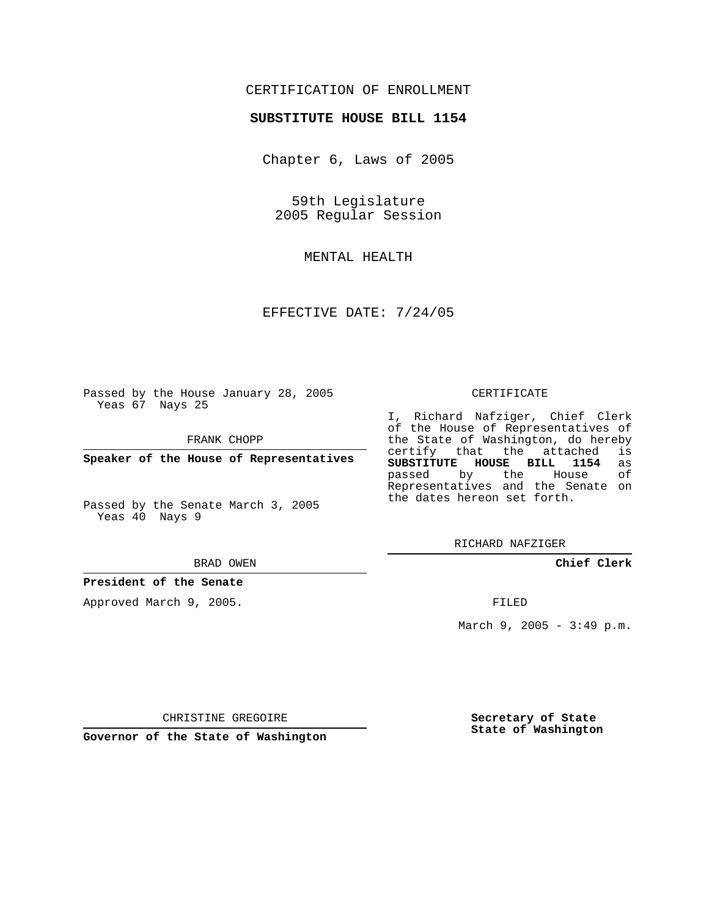CERTIFICATION OF ENROLLMENT

**SUBSTITUTE HOUSE BILL 1154**

Chapter 6, Laws of 2005

59th Legislature
2005 Regular Session

MENTAL HEALTH

EFFECTIVE DATE: 7/24/05

Passed by the House January 28, 2005
Yeas 67 Nays 25

FRANK CHOPP

**Speaker of the House of Representatives**

Passed by the Senate March 3, 2005
Yeas 40 Nays 9

BRAD OWEN

**President of the Senate**

Approved March 9, 2005.

CHRISTINE GREGOIRE

**Governor of the State of Washington**

CERTIFICATE

I, Richard Nafziger, Chief Clerk of the House of Representatives of the State of Washington, do hereby certify that the attached is **SUBSTITUTE HOUSE BILL 1154** as passed by the House of Representatives and the Senate on the dates hereon set forth.

RICHARD NAFZIGER

**Chief Clerk**

FILED

March 9, 2005 - 3:49 p.m.

**Secretary of State**
**State of Washington**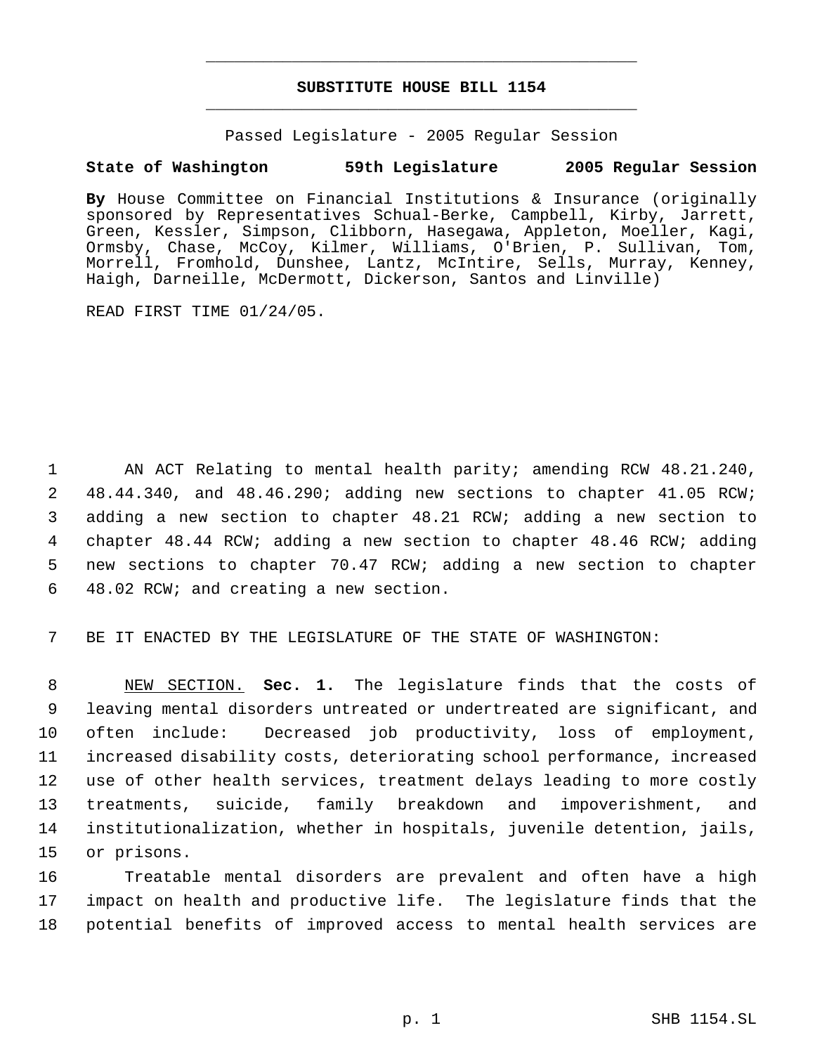# SUBSTITUTE HOUSE BILL 1154

Passed Legislature - 2005 Regular Session

**State of Washington 59th Legislature 2005 Regular Session**

**By** House Committee on Financial Institutions & Insurance (originally sponsored by Representatives Schual-Berke, Campbell, Kirby, Jarrett, Green, Kessler, Simpson, Clibborn, Hasegawa, Appleton, Moeller, Kagi, Ormsby, Chase, McCoy, Kilmer, Williams, O'Brien, P. Sullivan, Tom, Morrell, Fromhold, Dunshee, Lantz, McIntire, Sells, Murray, Kenney, Haigh, Darneille, McDermott, Dickerson, Santos and Linville)

READ FIRST TIME 01/24/05.

AN ACT Relating to mental health parity; amending RCW 48.21.240, 48.44.340, and 48.46.290; adding new sections to chapter 41.05 RCW; adding a new section to chapter 48.21 RCW; adding a new section to chapter 48.44 RCW; adding a new section to chapter 48.46 RCW; adding new sections to chapter 70.47 RCW; adding a new section to chapter 48.02 RCW; and creating a new section.

BE IT ENACTED BY THE LEGISLATURE OF THE STATE OF WASHINGTON:

NEW SECTION. **Sec. 1.** The legislature finds that the costs of leaving mental disorders untreated or undertreated are significant, and often include: Decreased job productivity, loss of employment, increased disability costs, deteriorating school performance, increased use of other health services, treatment delays leading to more costly treatments, suicide, family breakdown and impoverishment, and institutionalization, whether in hospitals, juvenile detention, jails, or prisons.

Treatable mental disorders are prevalent and often have a high impact on health and productive life. The legislature finds that the potential benefits of improved access to mental health services are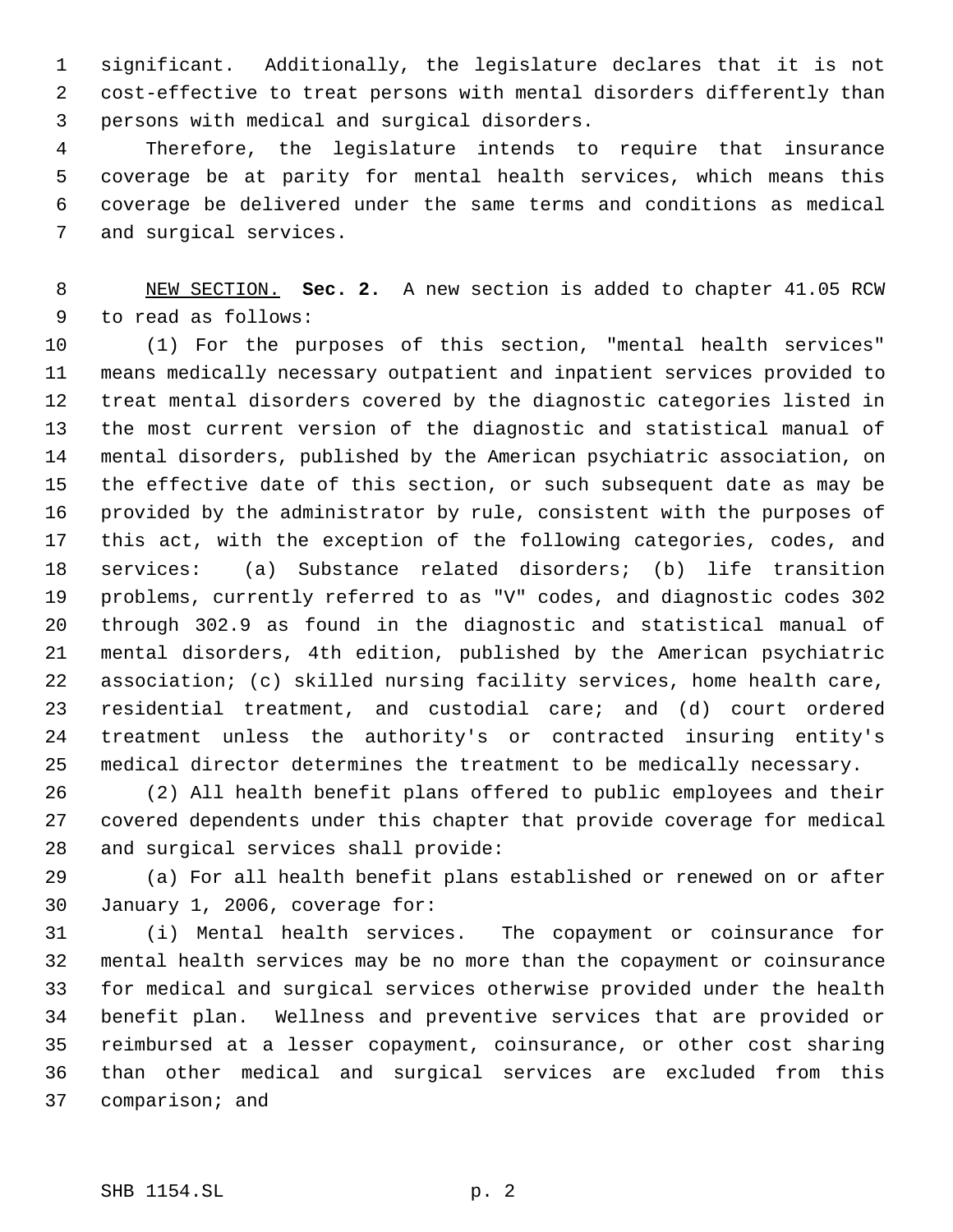significant. Additionally, the legislature declares that it is not cost-effective to treat persons with mental disorders differently than persons with medical and surgical disorders.

Therefore, the legislature intends to require that insurance coverage be at parity for mental health services, which means this coverage be delivered under the same terms and conditions as medical and surgical services.

NEW SECTION. **Sec. 2.** A new section is added to chapter 41.05 RCW to read as follows:

(1) For the purposes of this section, "mental health services" means medically necessary outpatient and inpatient services provided to treat mental disorders covered by the diagnostic categories listed in the most current version of the diagnostic and statistical manual of mental disorders, published by the American psychiatric association, on the effective date of this section, or such subsequent date as may be provided by the administrator by rule, consistent with the purposes of this act, with the exception of the following categories, codes, and services: (a) Substance related disorders; (b) life transition problems, currently referred to as "V" codes, and diagnostic codes 302 through 302.9 as found in the diagnostic and statistical manual of mental disorders, 4th edition, published by the American psychiatric association; (c) skilled nursing facility services, home health care, residential treatment, and custodial care; and (d) court ordered treatment unless the authority's or contracted insuring entity's medical director determines the treatment to be medically necessary.

(2) All health benefit plans offered to public employees and their covered dependents under this chapter that provide coverage for medical and surgical services shall provide:

(a) For all health benefit plans established or renewed on or after January 1, 2006, coverage for:

(i) Mental health services. The copayment or coinsurance for mental health services may be no more than the copayment or coinsurance for medical and surgical services otherwise provided under the health benefit plan. Wellness and preventive services that are provided or reimbursed at a lesser copayment, coinsurance, or other cost sharing than other medical and surgical services are excluded from this comparison; and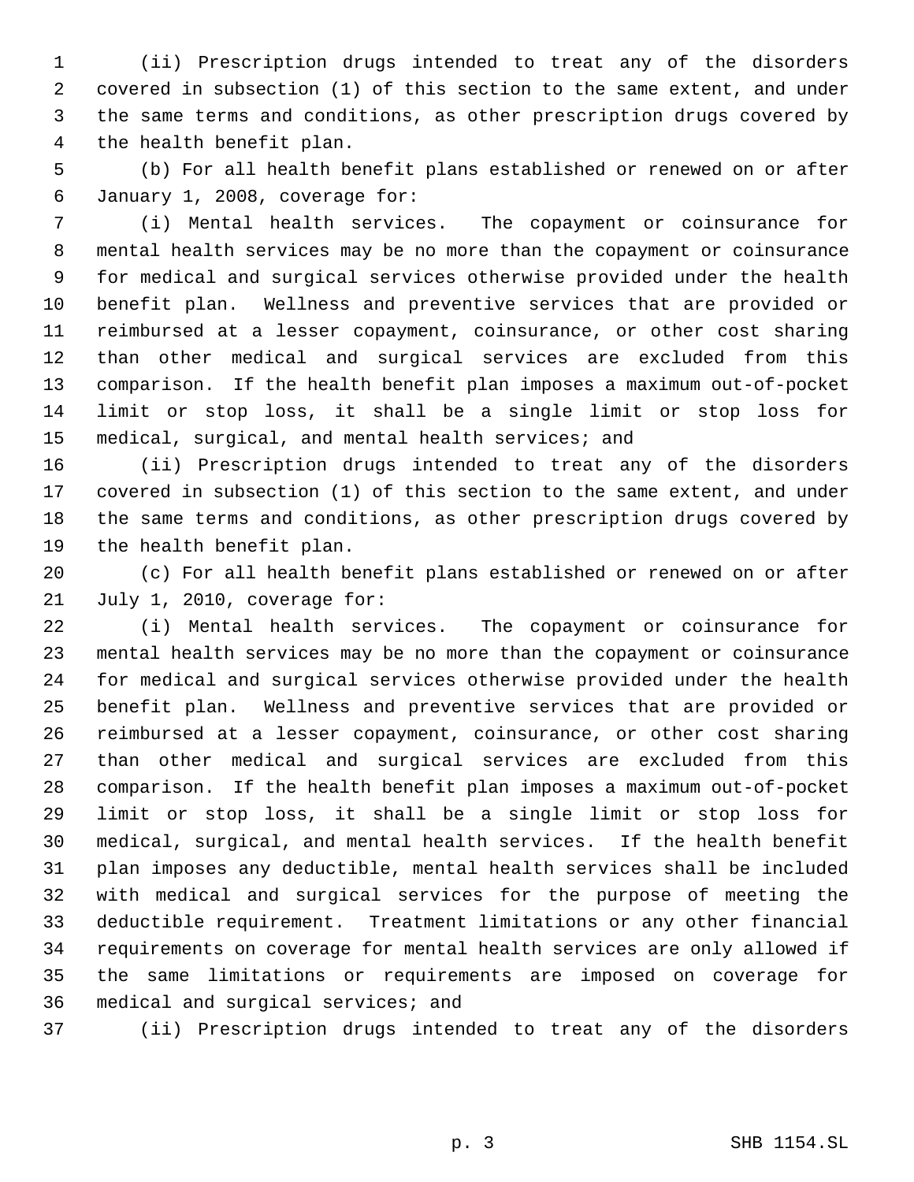(ii) Prescription drugs intended to treat any of the disorders covered in subsection (1) of this section to the same extent, and under the same terms and conditions, as other prescription drugs covered by the health benefit plan.

(b) For all health benefit plans established or renewed on or after January 1, 2008, coverage for:

(i) Mental health services. The copayment or coinsurance for mental health services may be no more than the copayment or coinsurance for medical and surgical services otherwise provided under the health benefit plan. Wellness and preventive services that are provided or reimbursed at a lesser copayment, coinsurance, or other cost sharing than other medical and surgical services are excluded from this comparison. If the health benefit plan imposes a maximum out-of-pocket limit or stop loss, it shall be a single limit or stop loss for medical, surgical, and mental health services; and

(ii) Prescription drugs intended to treat any of the disorders covered in subsection (1) of this section to the same extent, and under the same terms and conditions, as other prescription drugs covered by the health benefit plan.

(c) For all health benefit plans established or renewed on or after July 1, 2010, coverage for:

(i) Mental health services. The copayment or coinsurance for mental health services may be no more than the copayment or coinsurance for medical and surgical services otherwise provided under the health benefit plan. Wellness and preventive services that are provided or reimbursed at a lesser copayment, coinsurance, or other cost sharing than other medical and surgical services are excluded from this comparison. If the health benefit plan imposes a maximum out-of-pocket limit or stop loss, it shall be a single limit or stop loss for medical, surgical, and mental health services. If the health benefit plan imposes any deductible, mental health services shall be included with medical and surgical services for the purpose of meeting the deductible requirement. Treatment limitations or any other financial requirements on coverage for mental health services are only allowed if the same limitations or requirements are imposed on coverage for medical and surgical services; and

(ii) Prescription drugs intended to treat any of the disorders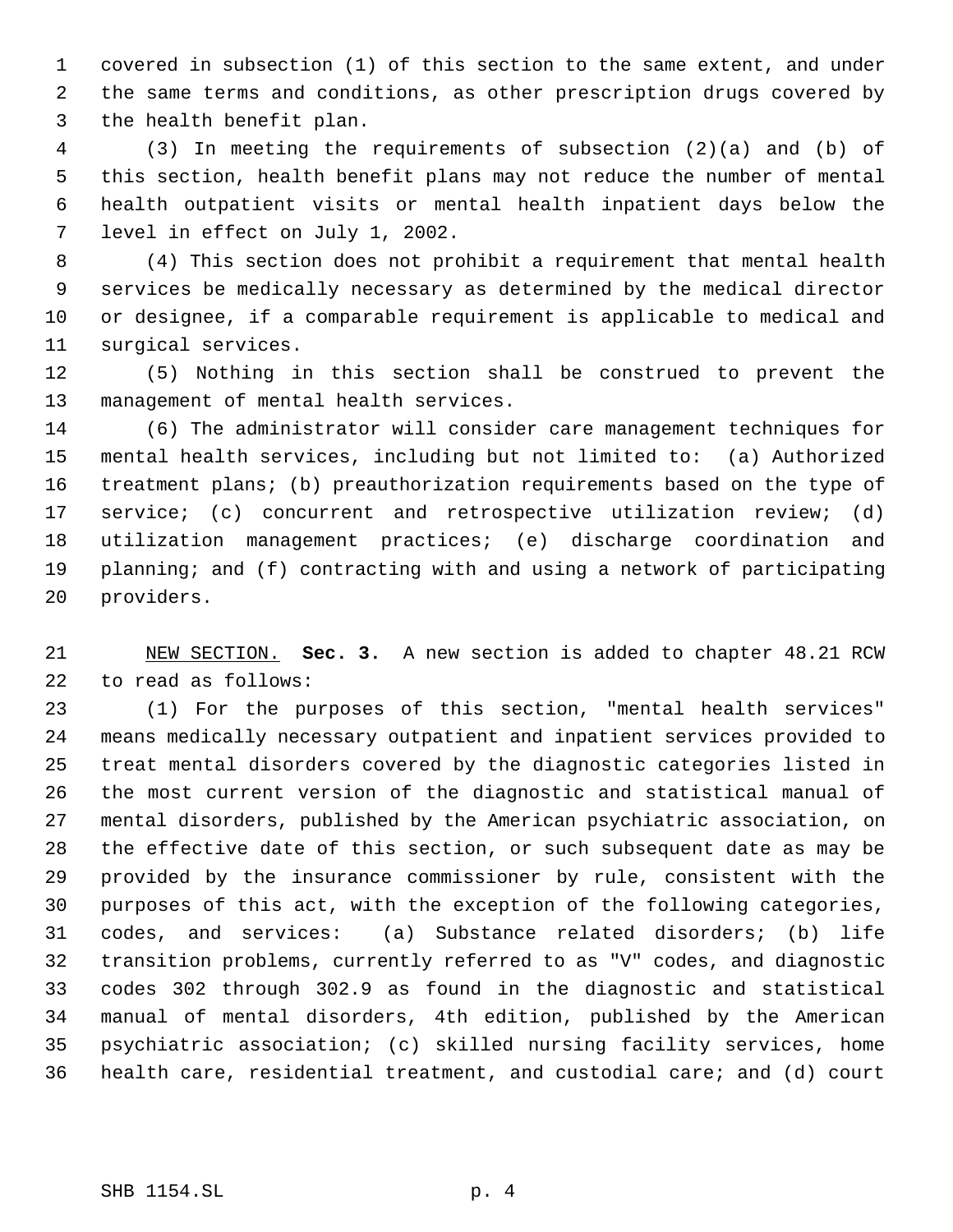covered in subsection (1) of this section to the same extent, and under the same terms and conditions, as other prescription drugs covered by the health benefit plan.

(3) In meeting the requirements of subsection (2)(a) and (b) of this section, health benefit plans may not reduce the number of mental health outpatient visits or mental health inpatient days below the level in effect on July 1, 2002.

(4) This section does not prohibit a requirement that mental health services be medically necessary as determined by the medical director or designee, if a comparable requirement is applicable to medical and surgical services.

(5) Nothing in this section shall be construed to prevent the management of mental health services.

(6) The administrator will consider care management techniques for mental health services, including but not limited to: (a) Authorized treatment plans; (b) preauthorization requirements based on the type of service; (c) concurrent and retrospective utilization review; (d) utilization management practices; (e) discharge coordination and planning; and (f) contracting with and using a network of participating providers.

NEW SECTION. **Sec. 3.** A new section is added to chapter 48.21 RCW to read as follows:

(1) For the purposes of this section, "mental health services" means medically necessary outpatient and inpatient services provided to treat mental disorders covered by the diagnostic categories listed in the most current version of the diagnostic and statistical manual of mental disorders, published by the American psychiatric association, on the effective date of this section, or such subsequent date as may be provided by the insurance commissioner by rule, consistent with the purposes of this act, with the exception of the following categories, codes, and services: (a) Substance related disorders; (b) life transition problems, currently referred to as "V" codes, and diagnostic codes 302 through 302.9 as found in the diagnostic and statistical manual of mental disorders, 4th edition, published by the American psychiatric association; (c) skilled nursing facility services, home health care, residential treatment, and custodial care; and (d) court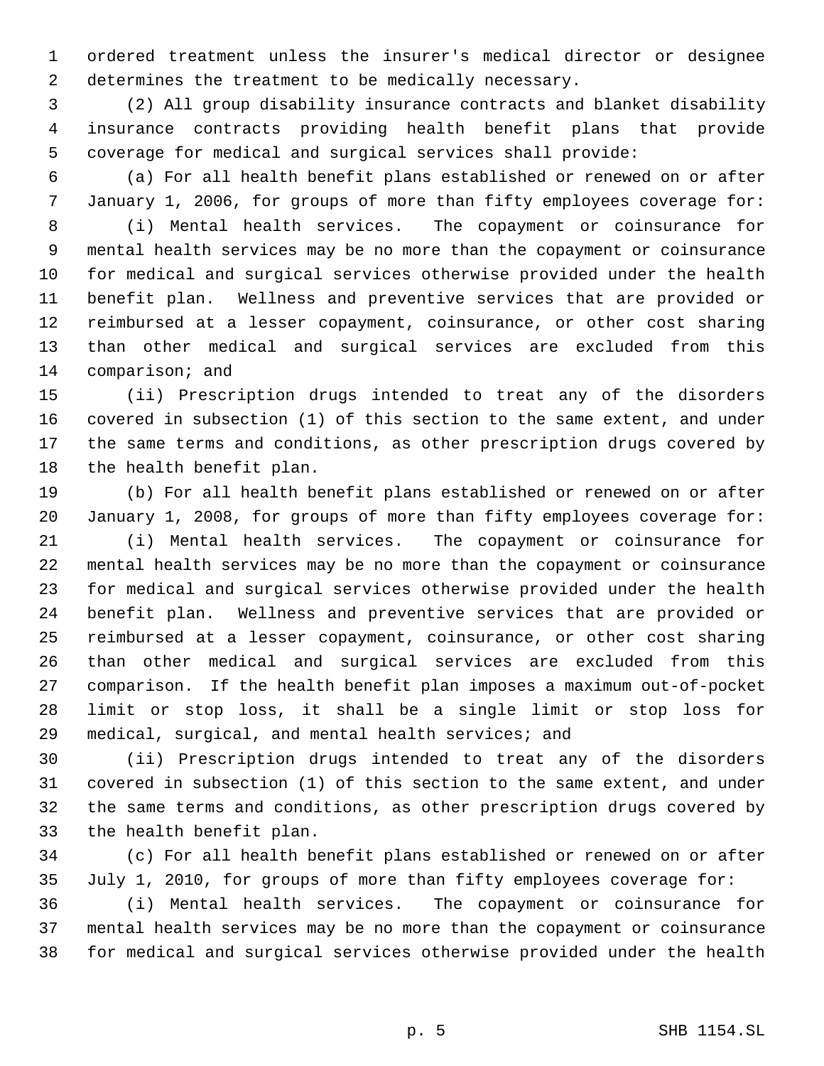ordered treatment unless the insurer's medical director or designee determines the treatment to be medically necessary.

(2) All group disability insurance contracts and blanket disability insurance contracts providing health benefit plans that provide coverage for medical and surgical services shall provide:

(a) For all health benefit plans established or renewed on or after January 1, 2006, for groups of more than fifty employees coverage for:

(i) Mental health services. The copayment or coinsurance for mental health services may be no more than the copayment or coinsurance for medical and surgical services otherwise provided under the health benefit plan. Wellness and preventive services that are provided or reimbursed at a lesser copayment, coinsurance, or other cost sharing than other medical and surgical services are excluded from this comparison; and

(ii) Prescription drugs intended to treat any of the disorders covered in subsection (1) of this section to the same extent, and under the same terms and conditions, as other prescription drugs covered by the health benefit plan.

(b) For all health benefit plans established or renewed on or after January 1, 2008, for groups of more than fifty employees coverage for:

(i) Mental health services. The copayment or coinsurance for mental health services may be no more than the copayment or coinsurance for medical and surgical services otherwise provided under the health benefit plan. Wellness and preventive services that are provided or reimbursed at a lesser copayment, coinsurance, or other cost sharing than other medical and surgical services are excluded from this comparison. If the health benefit plan imposes a maximum out-of-pocket limit or stop loss, it shall be a single limit or stop loss for medical, surgical, and mental health services; and

(ii) Prescription drugs intended to treat any of the disorders covered in subsection (1) of this section to the same extent, and under the same terms and conditions, as other prescription drugs covered by the health benefit plan.

(c) For all health benefit plans established or renewed on or after July 1, 2010, for groups of more than fifty employees coverage for:

(i) Mental health services. The copayment or coinsurance for mental health services may be no more than the copayment or coinsurance for medical and surgical services otherwise provided under the health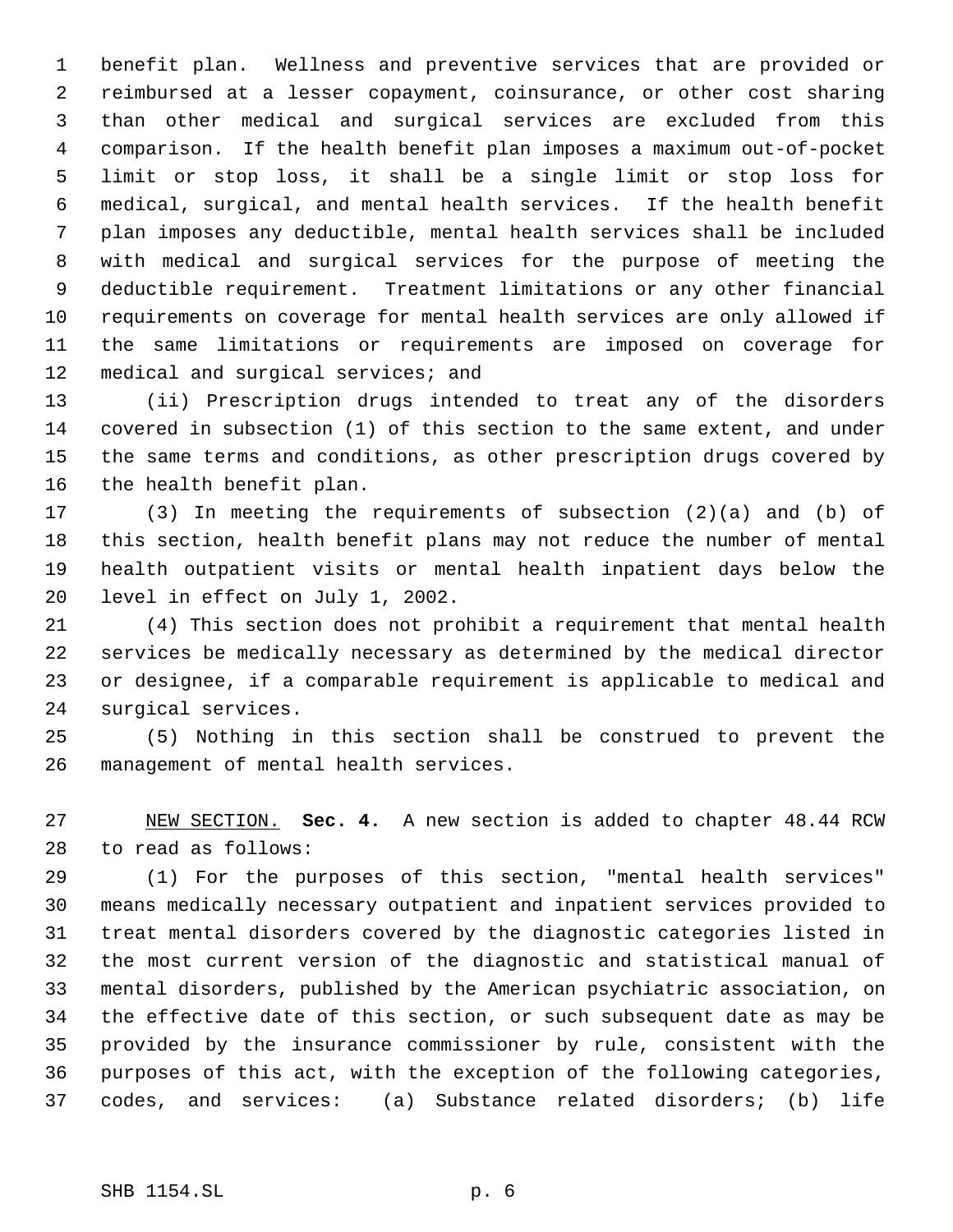benefit plan. Wellness and preventive services that are provided or reimbursed at a lesser copayment, coinsurance, or other cost sharing than other medical and surgical services are excluded from this comparison. If the health benefit plan imposes a maximum out-of-pocket limit or stop loss, it shall be a single limit or stop loss for medical, surgical, and mental health services. If the health benefit plan imposes any deductible, mental health services shall be included with medical and surgical services for the purpose of meeting the deductible requirement. Treatment limitations or any other financial requirements on coverage for mental health services are only allowed if the same limitations or requirements are imposed on coverage for medical and surgical services; and

(ii) Prescription drugs intended to treat any of the disorders covered in subsection (1) of this section to the same extent, and under the same terms and conditions, as other prescription drugs covered by the health benefit plan.

(3) In meeting the requirements of subsection (2)(a) and (b) of this section, health benefit plans may not reduce the number of mental health outpatient visits or mental health inpatient days below the level in effect on July 1, 2002.

(4) This section does not prohibit a requirement that mental health services be medically necessary as determined by the medical director or designee, if a comparable requirement is applicable to medical and surgical services.

(5) Nothing in this section shall be construed to prevent the management of mental health services.

NEW SECTION. **Sec. 4.** A new section is added to chapter 48.44 RCW to read as follows:

(1) For the purposes of this section, "mental health services" means medically necessary outpatient and inpatient services provided to treat mental disorders covered by the diagnostic categories listed in the most current version of the diagnostic and statistical manual of mental disorders, published by the American psychiatric association, on the effective date of this section, or such subsequent date as may be provided by the insurance commissioner by rule, consistent with the purposes of this act, with the exception of the following categories, codes, and services: (a) Substance related disorders; (b) life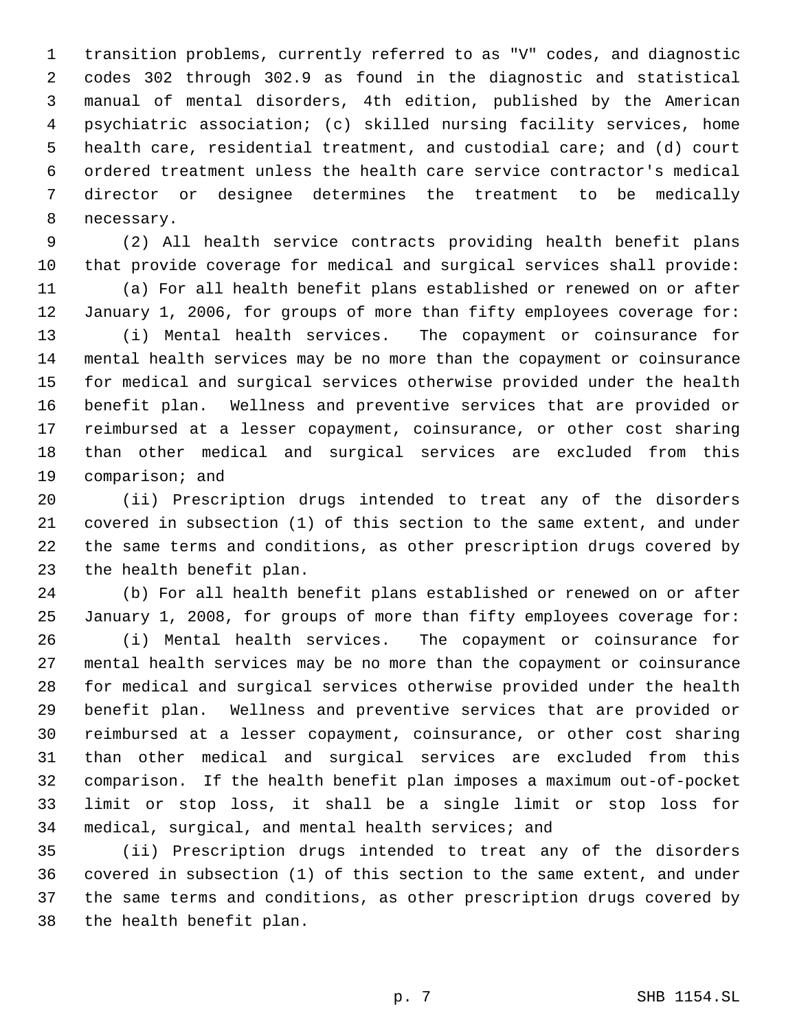transition problems, currently referred to as "V" codes, and diagnostic codes 302 through 302.9 as found in the diagnostic and statistical manual of mental disorders, 4th edition, published by the American psychiatric association; (c) skilled nursing facility services, home health care, residential treatment, and custodial care; and (d) court ordered treatment unless the health care service contractor's medical director or designee determines the treatment to be medically necessary.

(2) All health service contracts providing health benefit plans that provide coverage for medical and surgical services shall provide:

(a) For all health benefit plans established or renewed on or after January 1, 2006, for groups of more than fifty employees coverage for:

(i) Mental health services. The copayment or coinsurance for mental health services may be no more than the copayment or coinsurance for medical and surgical services otherwise provided under the health benefit plan. Wellness and preventive services that are provided or reimbursed at a lesser copayment, coinsurance, or other cost sharing than other medical and surgical services are excluded from this comparison; and

(ii) Prescription drugs intended to treat any of the disorders covered in subsection (1) of this section to the same extent, and under the same terms and conditions, as other prescription drugs covered by the health benefit plan.

(b) For all health benefit plans established or renewed on or after January 1, 2008, for groups of more than fifty employees coverage for:

(i) Mental health services. The copayment or coinsurance for mental health services may be no more than the copayment or coinsurance for medical and surgical services otherwise provided under the health benefit plan. Wellness and preventive services that are provided or reimbursed at a lesser copayment, coinsurance, or other cost sharing than other medical and surgical services are excluded from this comparison. If the health benefit plan imposes a maximum out-of-pocket limit or stop loss, it shall be a single limit or stop loss for medical, surgical, and mental health services; and

(ii) Prescription drugs intended to treat any of the disorders covered in subsection (1) of this section to the same extent, and under the same terms and conditions, as other prescription drugs covered by the health benefit plan.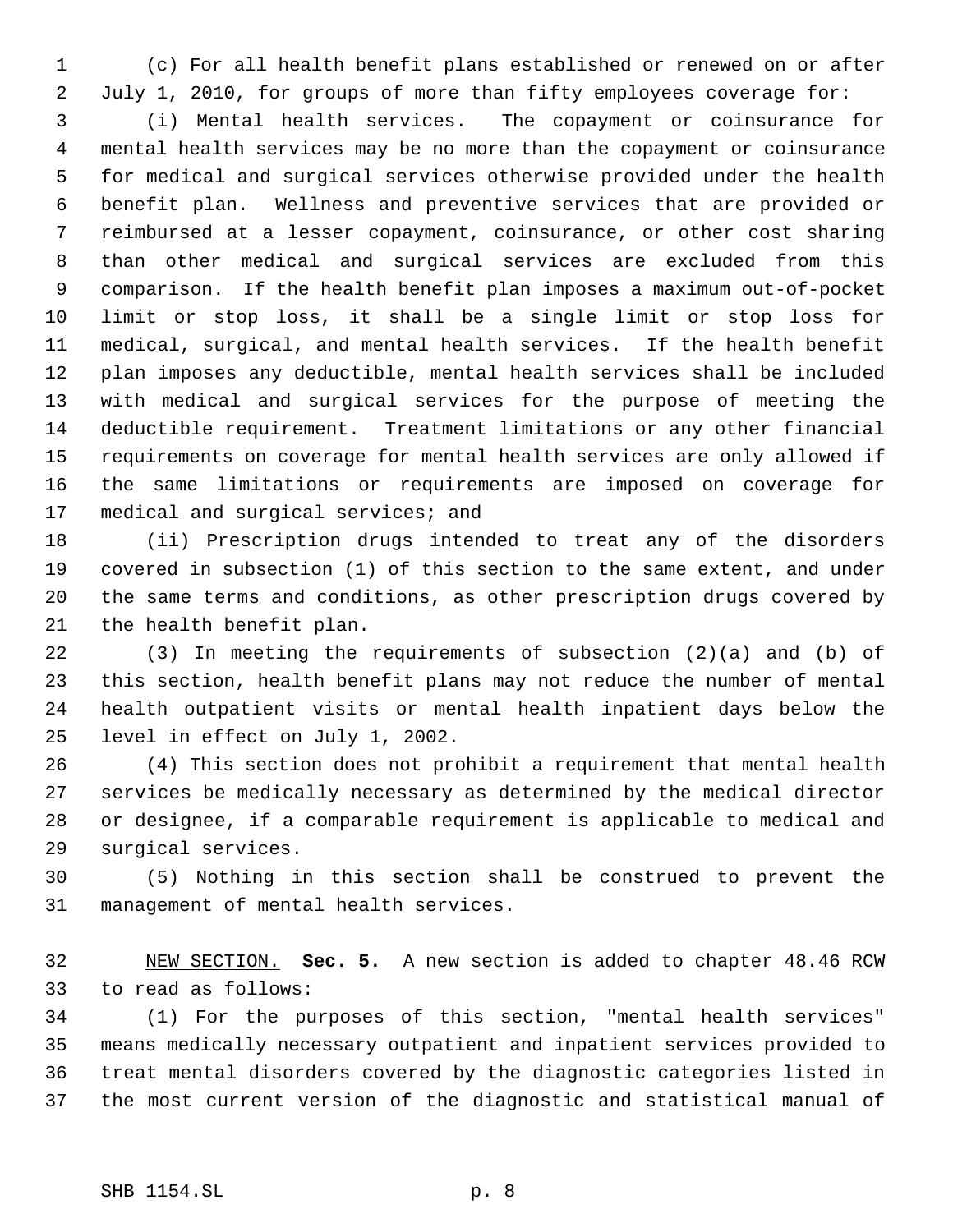(c) For all health benefit plans established or renewed on or after July 1, 2010, for groups of more than fifty employees coverage for:

(i) Mental health services. The copayment or coinsurance for mental health services may be no more than the copayment or coinsurance for medical and surgical services otherwise provided under the health benefit plan. Wellness and preventive services that are provided or reimbursed at a lesser copayment, coinsurance, or other cost sharing than other medical and surgical services are excluded from this comparison. If the health benefit plan imposes a maximum out-of-pocket limit or stop loss, it shall be a single limit or stop loss for medical, surgical, and mental health services. If the health benefit plan imposes any deductible, mental health services shall be included with medical and surgical services for the purpose of meeting the deductible requirement. Treatment limitations or any other financial requirements on coverage for mental health services are only allowed if the same limitations or requirements are imposed on coverage for medical and surgical services; and

(ii) Prescription drugs intended to treat any of the disorders covered in subsection (1) of this section to the same extent, and under the same terms and conditions, as other prescription drugs covered by the health benefit plan.

(3) In meeting the requirements of subsection (2)(a) and (b) of this section, health benefit plans may not reduce the number of mental health outpatient visits or mental health inpatient days below the level in effect on July 1, 2002.

(4) This section does not prohibit a requirement that mental health services be medically necessary as determined by the medical director or designee, if a comparable requirement is applicable to medical and surgical services.

(5) Nothing in this section shall be construed to prevent the management of mental health services.

NEW SECTION. **Sec. 5.** A new section is added to chapter 48.46 RCW to read as follows:

(1) For the purposes of this section, "mental health services" means medically necessary outpatient and inpatient services provided to treat mental disorders covered by the diagnostic categories listed in the most current version of the diagnostic and statistical manual of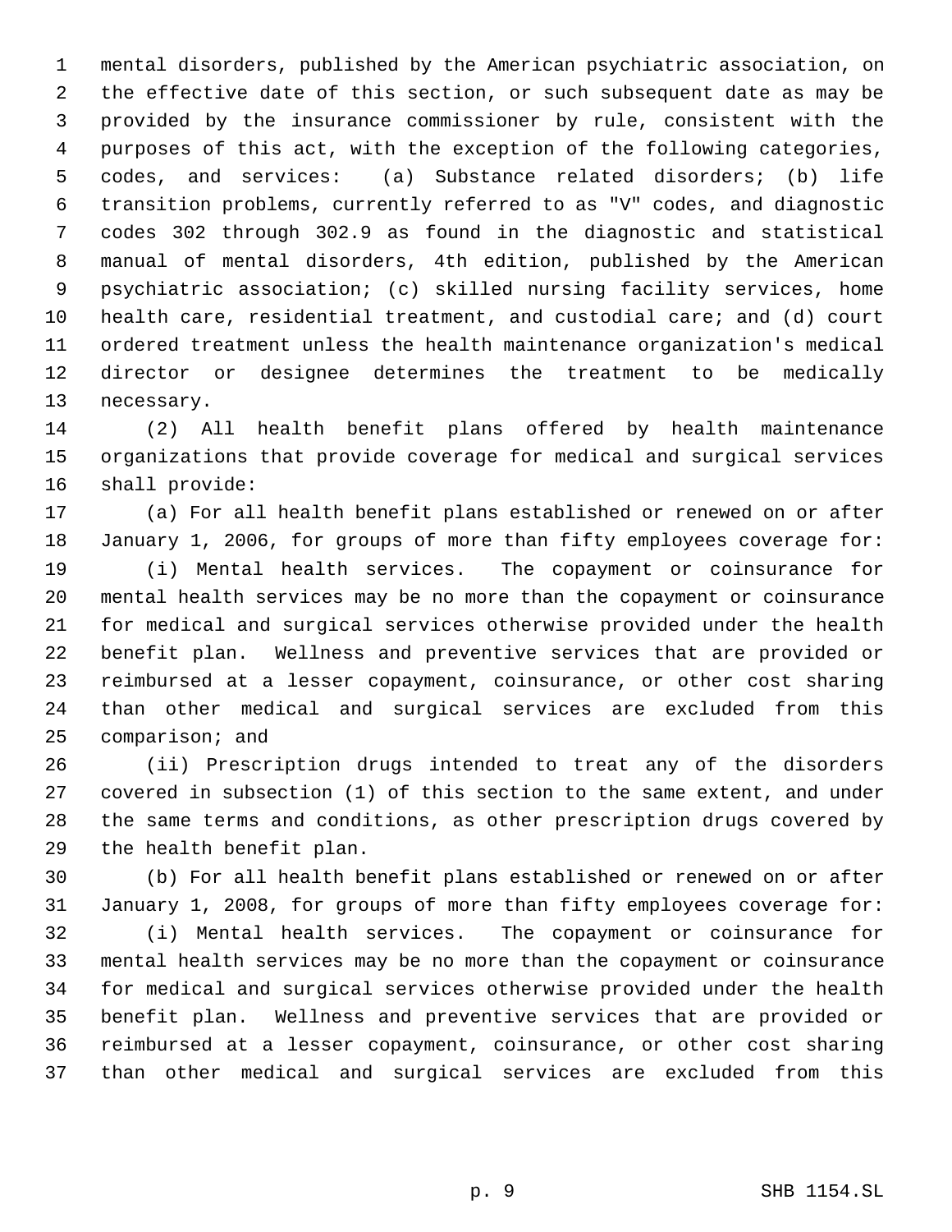mental disorders, published by the American psychiatric association, on the effective date of this section, or such subsequent date as may be provided by the insurance commissioner by rule, consistent with the purposes of this act, with the exception of the following categories, codes, and services: (a) Substance related disorders; (b) life transition problems, currently referred to as "V" codes, and diagnostic codes 302 through 302.9 as found in the diagnostic and statistical manual of mental disorders, 4th edition, published by the American psychiatric association; (c) skilled nursing facility services, home health care, residential treatment, and custodial care; and (d) court ordered treatment unless the health maintenance organization's medical director or designee determines the treatment to be medically necessary.

(2) All health benefit plans offered by health maintenance organizations that provide coverage for medical and surgical services shall provide:

(a) For all health benefit plans established or renewed on or after January 1, 2006, for groups of more than fifty employees coverage for:

(i) Mental health services. The copayment or coinsurance for mental health services may be no more than the copayment or coinsurance for medical and surgical services otherwise provided under the health benefit plan. Wellness and preventive services that are provided or reimbursed at a lesser copayment, coinsurance, or other cost sharing than other medical and surgical services are excluded from this comparison; and

(ii) Prescription drugs intended to treat any of the disorders covered in subsection (1) of this section to the same extent, and under the same terms and conditions, as other prescription drugs covered by the health benefit plan.

(b) For all health benefit plans established or renewed on or after January 1, 2008, for groups of more than fifty employees coverage for:

(i) Mental health services. The copayment or coinsurance for mental health services may be no more than the copayment or coinsurance for medical and surgical services otherwise provided under the health benefit plan. Wellness and preventive services that are provided or reimbursed at a lesser copayment, coinsurance, or other cost sharing than other medical and surgical services are excluded from this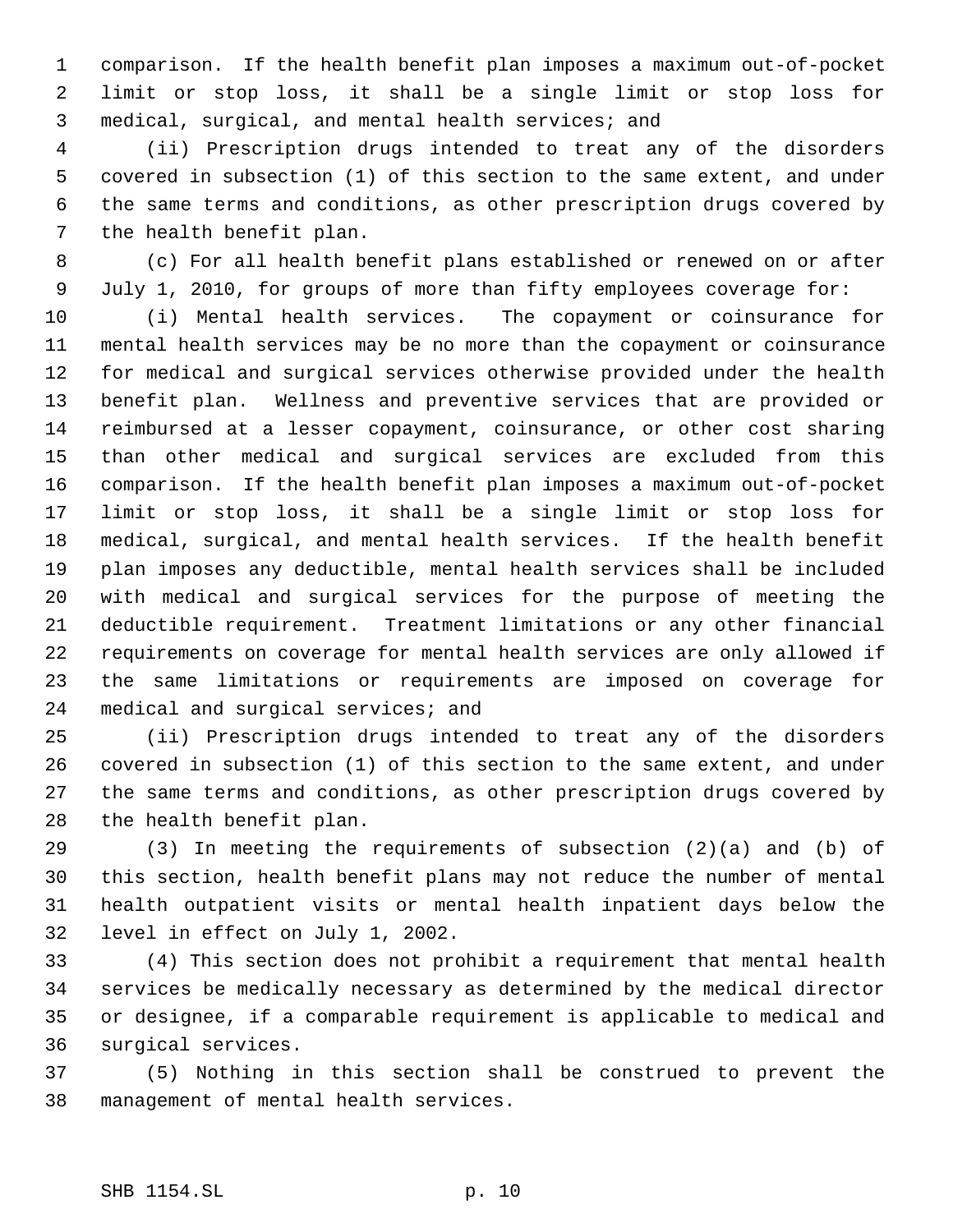comparison. If the health benefit plan imposes a maximum out-of-pocket limit or stop loss, it shall be a single limit or stop loss for medical, surgical, and mental health services; and

(ii) Prescription drugs intended to treat any of the disorders covered in subsection (1) of this section to the same extent, and under the same terms and conditions, as other prescription drugs covered by the health benefit plan.

(c) For all health benefit plans established or renewed on or after July 1, 2010, for groups of more than fifty employees coverage for:

(i) Mental health services. The copayment or coinsurance for mental health services may be no more than the copayment or coinsurance for medical and surgical services otherwise provided under the health benefit plan. Wellness and preventive services that are provided or reimbursed at a lesser copayment, coinsurance, or other cost sharing than other medical and surgical services are excluded from this comparison. If the health benefit plan imposes a maximum out-of-pocket limit or stop loss, it shall be a single limit or stop loss for medical, surgical, and mental health services. If the health benefit plan imposes any deductible, mental health services shall be included with medical and surgical services for the purpose of meeting the deductible requirement. Treatment limitations or any other financial requirements on coverage for mental health services are only allowed if the same limitations or requirements are imposed on coverage for medical and surgical services; and

(ii) Prescription drugs intended to treat any of the disorders covered in subsection (1) of this section to the same extent, and under the same terms and conditions, as other prescription drugs covered by the health benefit plan.

(3) In meeting the requirements of subsection (2)(a) and (b) of this section, health benefit plans may not reduce the number of mental health outpatient visits or mental health inpatient days below the level in effect on July 1, 2002.

(4) This section does not prohibit a requirement that mental health services be medically necessary as determined by the medical director or designee, if a comparable requirement is applicable to medical and surgical services.

(5) Nothing in this section shall be construed to prevent the management of mental health services.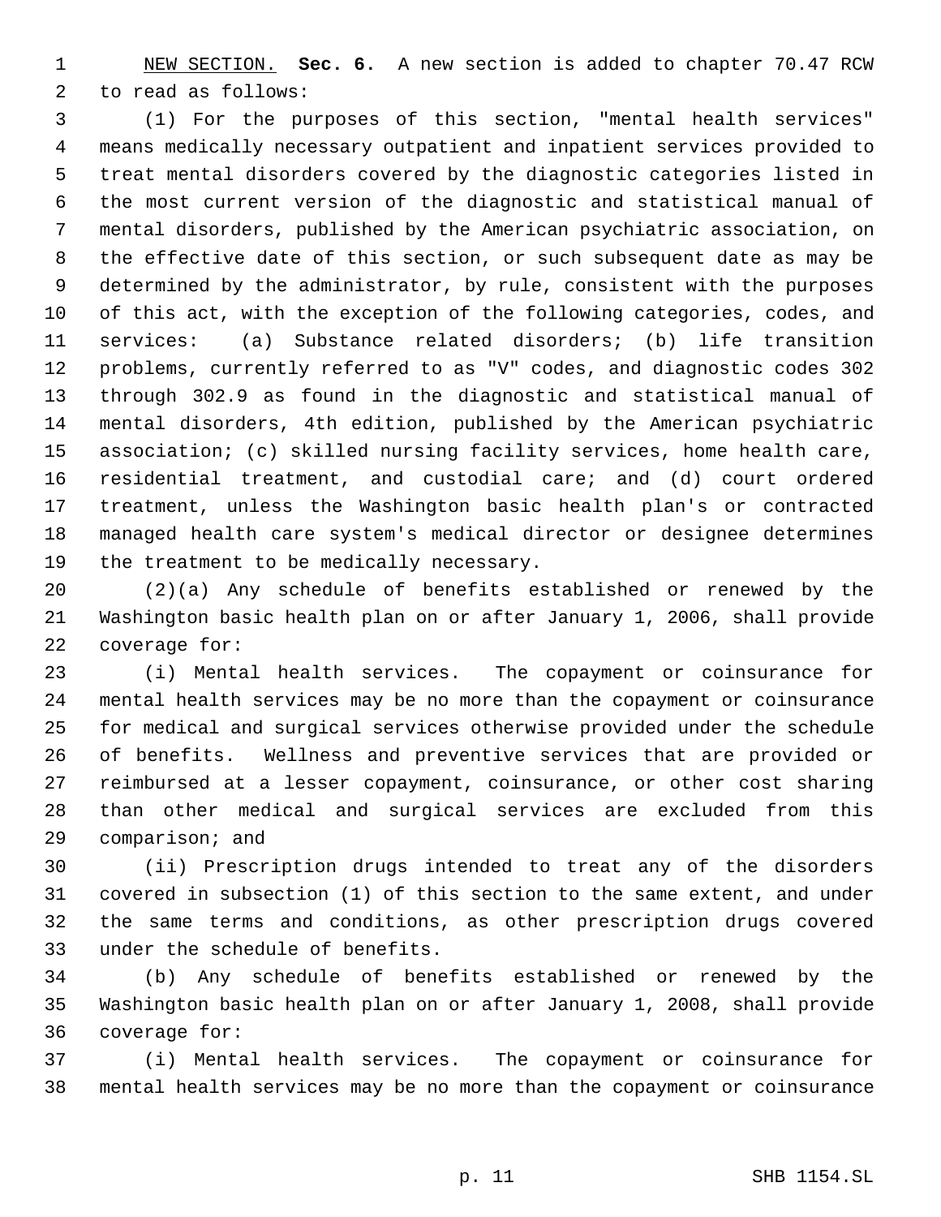NEW SECTION. **Sec. 6.** A new section is added to chapter 70.47 RCW to read as follows:

(1) For the purposes of this section, "mental health services" means medically necessary outpatient and inpatient services provided to treat mental disorders covered by the diagnostic categories listed in the most current version of the diagnostic and statistical manual of mental disorders, published by the American psychiatric association, on the effective date of this section, or such subsequent date as may be determined by the administrator, by rule, consistent with the purposes of this act, with the exception of the following categories, codes, and services: (a) Substance related disorders; (b) life transition problems, currently referred to as "V" codes, and diagnostic codes 302 through 302.9 as found in the diagnostic and statistical manual of mental disorders, 4th edition, published by the American psychiatric association; (c) skilled nursing facility services, home health care, residential treatment, and custodial care; and (d) court ordered treatment, unless the Washington basic health plan's or contracted managed health care system's medical director or designee determines the treatment to be medically necessary.

(2)(a) Any schedule of benefits established or renewed by the Washington basic health plan on or after January 1, 2006, shall provide coverage for:

(i) Mental health services. The copayment or coinsurance for mental health services may be no more than the copayment or coinsurance for medical and surgical services otherwise provided under the schedule of benefits. Wellness and preventive services that are provided or reimbursed at a lesser copayment, coinsurance, or other cost sharing than other medical and surgical services are excluded from this comparison; and

(ii) Prescription drugs intended to treat any of the disorders covered in subsection (1) of this section to the same extent, and under the same terms and conditions, as other prescription drugs covered under the schedule of benefits.

(b) Any schedule of benefits established or renewed by the Washington basic health plan on or after January 1, 2008, shall provide coverage for:

(i) Mental health services. The copayment or coinsurance for mental health services may be no more than the copayment or coinsurance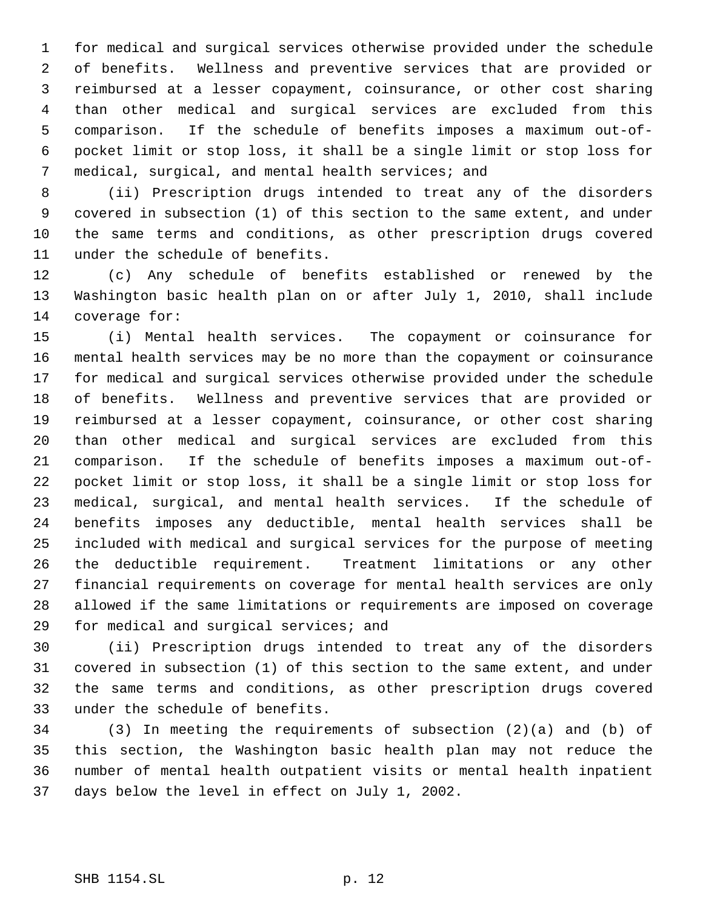for medical and surgical services otherwise provided under the schedule of benefits. Wellness and preventive services that are provided or reimbursed at a lesser copayment, coinsurance, or other cost sharing than other medical and surgical services are excluded from this comparison. If the schedule of benefits imposes a maximum out-of-pocket limit or stop loss, it shall be a single limit or stop loss for medical, surgical, and mental health services; and

(ii) Prescription drugs intended to treat any of the disorders covered in subsection (1) of this section to the same extent, and under the same terms and conditions, as other prescription drugs covered under the schedule of benefits.

(c) Any schedule of benefits established or renewed by the Washington basic health plan on or after July 1, 2010, shall include coverage for:

(i) Mental health services. The copayment or coinsurance for mental health services may be no more than the copayment or coinsurance for medical and surgical services otherwise provided under the schedule of benefits. Wellness and preventive services that are provided or reimbursed at a lesser copayment, coinsurance, or other cost sharing than other medical and surgical services are excluded from this comparison. If the schedule of benefits imposes a maximum out-of-pocket limit or stop loss, it shall be a single limit or stop loss for medical, surgical, and mental health services. If the schedule of benefits imposes any deductible, mental health services shall be included with medical and surgical services for the purpose of meeting the deductible requirement. Treatment limitations or any other financial requirements on coverage for mental health services are only allowed if the same limitations or requirements are imposed on coverage for medical and surgical services; and

(ii) Prescription drugs intended to treat any of the disorders covered in subsection (1) of this section to the same extent, and under the same terms and conditions, as other prescription drugs covered under the schedule of benefits.

(3) In meeting the requirements of subsection (2)(a) and (b) of this section, the Washington basic health plan may not reduce the number of mental health outpatient visits or mental health inpatient days below the level in effect on July 1, 2002.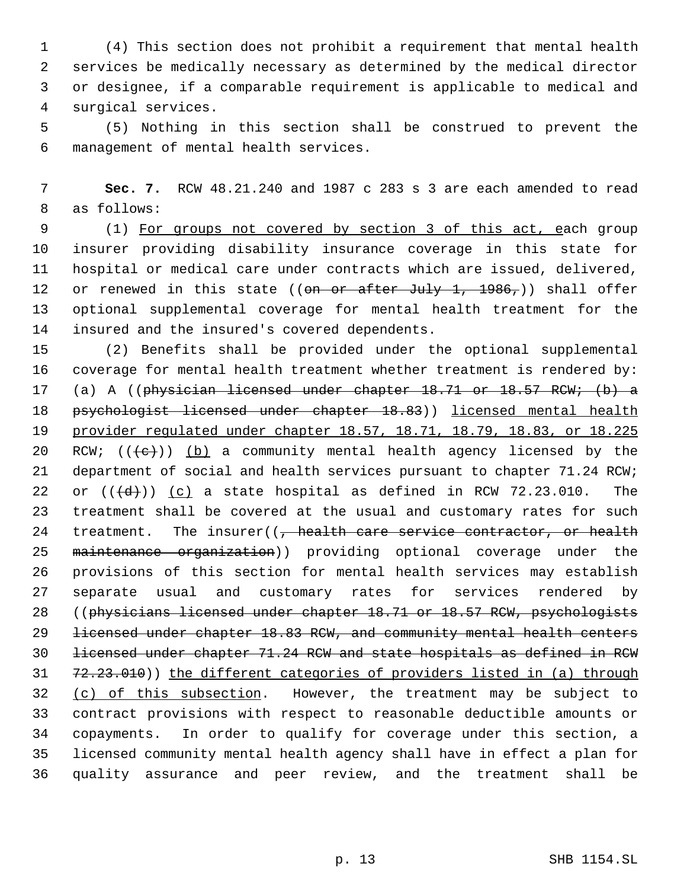(4) This section does not prohibit a requirement that mental health services be medically necessary as determined by the medical director or designee, if a comparable requirement is applicable to medical and surgical services.

(5) Nothing in this section shall be construed to prevent the management of mental health services.

**Sec. 7.** RCW 48.21.240 and 1987 c 283 s 3 are each amended to read as follows:

(1) For groups not covered by section 3 of this act, each group insurer providing disability insurance coverage in this state for hospital or medical care under contracts which are issued, delivered, or renewed in this state ((~~on or after July 1, 1986,~~)) shall offer optional supplemental coverage for mental health treatment for the insured and the insured's covered dependents.

(2) Benefits shall be provided under the optional supplemental coverage for mental health treatment whether treatment is rendered by: (a) A ((~~physician licensed under chapter 18.71 or 18.57 RCW; (b) a psychologist licensed under chapter 18.83~~)) licensed mental health provider regulated under chapter 18.57, 18.71, 18.79, 18.83, or 18.225 RCW; ((~~(c)~~)) (b) a community mental health agency licensed by the department of social and health services pursuant to chapter 71.24 RCW; or ((~~(d)~~)) (c) a state hospital as defined in RCW 72.23.010. The treatment shall be covered at the usual and customary rates for such treatment. The insurer((~~, health care service contractor, or health maintenance organization~~)) providing optional coverage under the provisions of this section for mental health services may establish separate usual and customary rates for services rendered by ((~~physicians licensed under chapter 18.71 or 18.57 RCW, psychologists licensed under chapter 18.83 RCW, and community mental health centers licensed under chapter 71.24 RCW and state hospitals as defined in RCW 72.23.010~~)) the different categories of providers listed in (a) through (c) of this subsection. However, the treatment may be subject to contract provisions with respect to reasonable deductible amounts or copayments. In order to qualify for coverage under this section, a licensed community mental health agency shall have in effect a plan for quality assurance and peer review, and the treatment shall be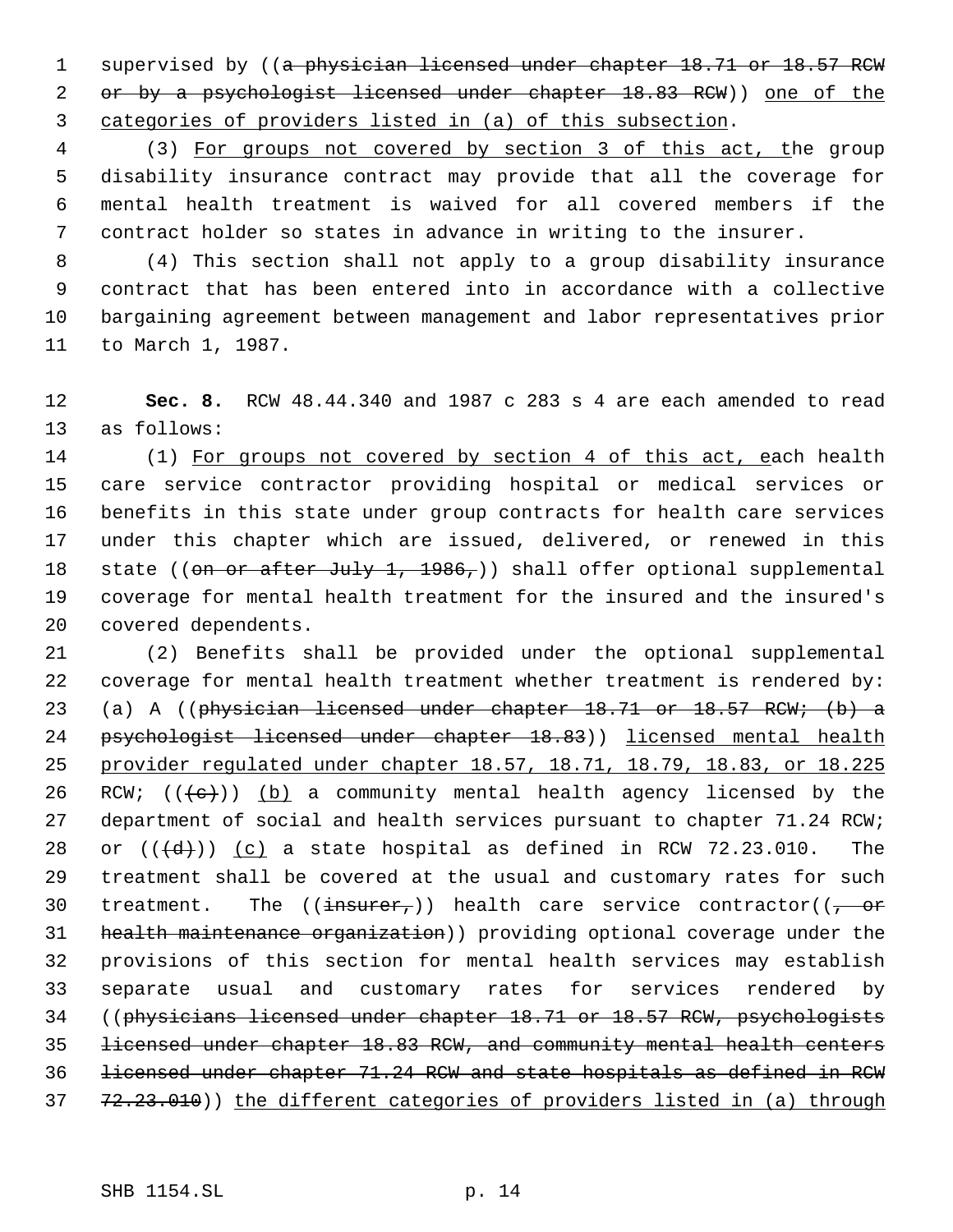supervised by ((~~a physician licensed under chapter 18.71 or 18.57 RCW or by a psychologist licensed under chapter 18.83 RCW~~)) <u>one of the categories of providers listed in (a) of this subsection</u>.

(3) <u>For groups not covered by section 3 of this act, t</u>he group disability insurance contract may provide that all the coverage for mental health treatment is waived for all covered members if the contract holder so states in advance in writing to the insurer.

(4) This section shall not apply to a group disability insurance contract that has been entered into in accordance with a collective bargaining agreement between management and labor representatives prior to March 1, 1987.

**Sec. 8.** RCW 48.44.340 and 1987 c 283 s 4 are each amended to read as follows:

(1) <u>For groups not covered by section 4 of this act, e</u>ach health care service contractor providing hospital or medical services or benefits in this state under group contracts for health care services under this chapter which are issued, delivered, or renewed in this state ((~~on or after July 1, 1986,~~)) shall offer optional supplemental coverage for mental health treatment for the insured and the insured's covered dependents.

(2) Benefits shall be provided under the optional supplemental coverage for mental health treatment whether treatment is rendered by: (a) A ((~~physician licensed under chapter 18.71 or 18.57 RCW; (b) a psychologist licensed under chapter 18.83~~)) <u>licensed mental health provider regulated under chapter 18.57, 18.71, 18.79, 18.83, or 18.225</u> RCW; ((~~(c)~~)) <u>(b)</u> a community mental health agency licensed by the department of social and health services pursuant to chapter 71.24 RCW; or ((~~(d)~~)) <u>(c)</u> a state hospital as defined in RCW 72.23.010. The treatment shall be covered at the usual and customary rates for such treatment. The ((~~insurer,~~)) health care service contractor((~~, or health maintenance organization~~)) providing optional coverage under the provisions of this section for mental health services may establish separate usual and customary rates for services rendered by ((~~physicians licensed under chapter 18.71 or 18.57 RCW, psychologists licensed under chapter 18.83 RCW, and community mental health centers licensed under chapter 71.24 RCW and state hospitals as defined in RCW 72.23.010~~)) <u>the different categories of providers listed in (a) through</u>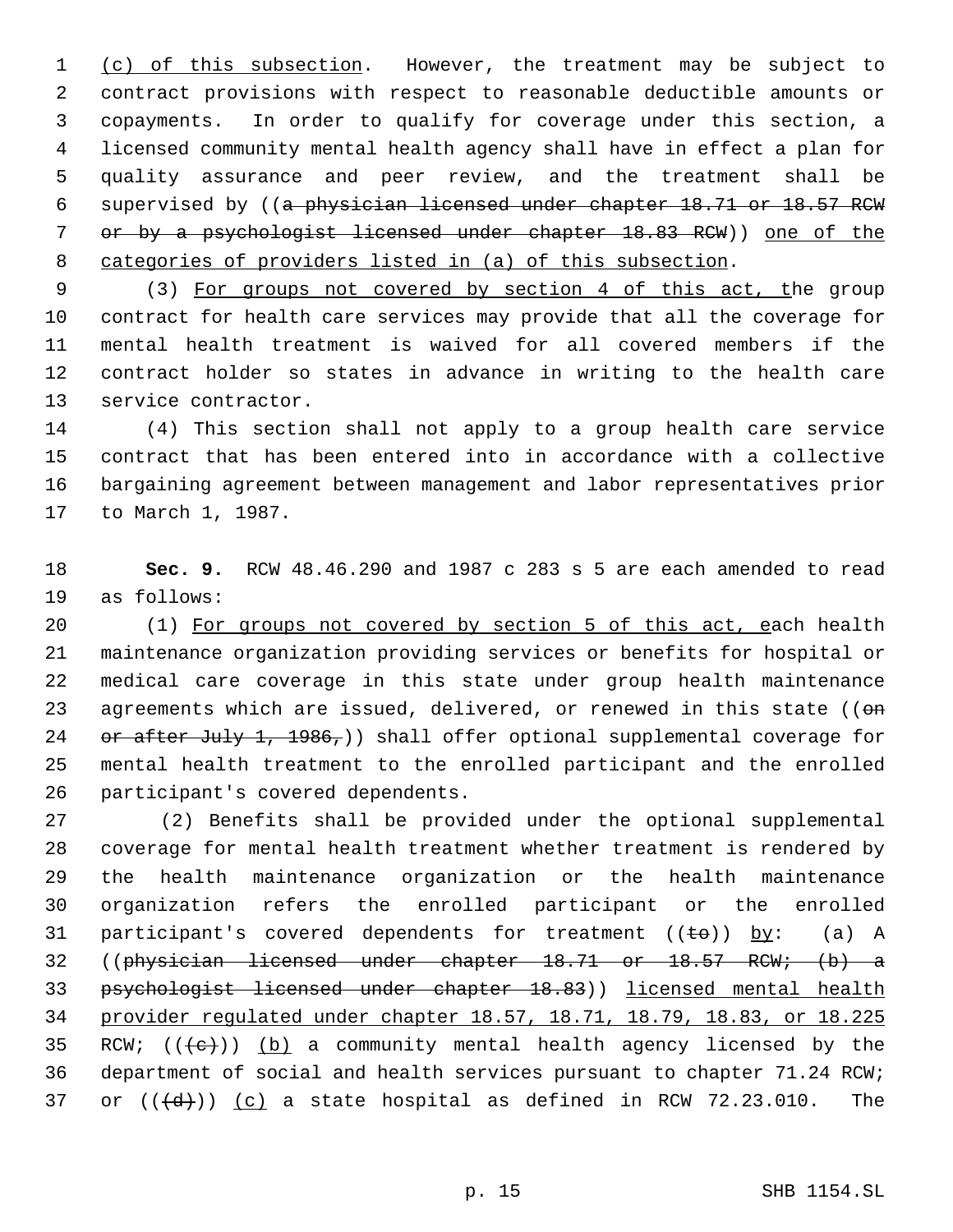(c) of this subsection. However, the treatment may be subject to contract provisions with respect to reasonable deductible amounts or copayments. In order to qualify for coverage under this section, a licensed community mental health agency shall have in effect a plan for quality assurance and peer review, and the treatment shall be supervised by ((~~a physician licensed under chapter 18.71 or 18.57 RCW or by a psychologist licensed under chapter 18.83 RCW~~)) one of the categories of providers listed in (a) of this subsection.

(3) For groups not covered by section 4 of this act, the group contract for health care services may provide that all the coverage for mental health treatment is waived for all covered members if the contract holder so states in advance in writing to the health care service contractor.

(4) This section shall not apply to a group health care service contract that has been entered into in accordance with a collective bargaining agreement between management and labor representatives prior to March 1, 1987.

**Sec. 9.** RCW 48.46.290 and 1987 c 283 s 5 are each amended to read as follows:

(1) For groups not covered by section 5 of this act, each health maintenance organization providing services or benefits for hospital or medical care coverage in this state under group health maintenance agreements which are issued, delivered, or renewed in this state ((~~on or after July 1, 1986,~~)) shall offer optional supplemental coverage for mental health treatment to the enrolled participant and the enrolled participant's covered dependents.

(2) Benefits shall be provided under the optional supplemental coverage for mental health treatment whether treatment is rendered by the health maintenance organization or the health maintenance organization refers the enrolled participant or the enrolled participant's covered dependents for treatment ((~~to~~)) by: (a) A ((~~physician licensed under chapter 18.71 or 18.57 RCW; (b) a psychologist licensed under chapter 18.83~~)) licensed mental health provider regulated under chapter 18.57, 18.71, 18.79, 18.83, or 18.225 RCW; ((~~(c)~~)) (b) a community mental health agency licensed by the department of social and health services pursuant to chapter 71.24 RCW; or ((~~(d)~~)) (c) a state hospital as defined in RCW 72.23.010. The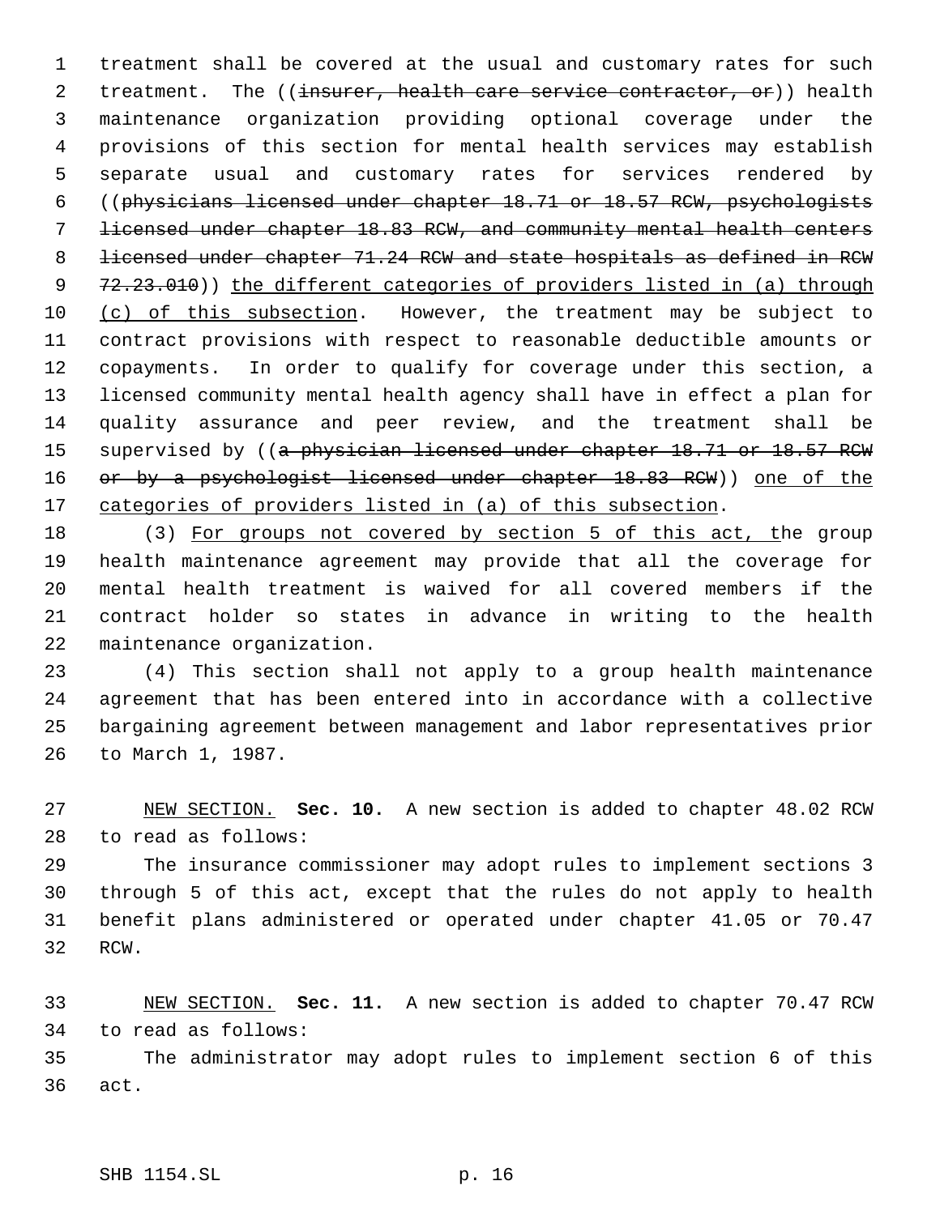treatment shall be covered at the usual and customary rates for such treatment. The ((~~insurer, health care service contractor, or~~)) health maintenance organization providing optional coverage under the provisions of this section for mental health services may establish separate usual and customary rates for services rendered by ((~~physicians licensed under chapter 18.71 or 18.57 RCW, psychologists licensed under chapter 18.83 RCW, and community mental health centers licensed under chapter 71.24 RCW and state hospitals as defined in RCW 72.23.010~~)) <u>the different categories of providers listed in (a) through (c) of this subsection</u>. However, the treatment may be subject to contract provisions with respect to reasonable deductible amounts or copayments. In order to qualify for coverage under this section, a licensed community mental health agency shall have in effect a plan for quality assurance and peer review, and the treatment shall be supervised by ((~~a physician licensed under chapter 18.71 or 18.57 RCW or by a psychologist licensed under chapter 18.83 RCW~~)) <u>one of the categories of providers listed in (a) of this subsection</u>.

(3) <u>For groups not covered by section 5 of this act, t</u>he group health maintenance agreement may provide that all the coverage for mental health treatment is waived for all covered members if the contract holder so states in advance in writing to the health maintenance organization.

(4) This section shall not apply to a group health maintenance agreement that has been entered into in accordance with a collective bargaining agreement between management and labor representatives prior to March 1, 1987.

<u>NEW SECTION.</u> **Sec. 10.** A new section is added to chapter 48.02 RCW to read as follows:

The insurance commissioner may adopt rules to implement sections 3 through 5 of this act, except that the rules do not apply to health benefit plans administered or operated under chapter 41.05 or 70.47 RCW.

<u>NEW SECTION.</u> **Sec. 11.** A new section is added to chapter 70.47 RCW to read as follows:

The administrator may adopt rules to implement section 6 of this act.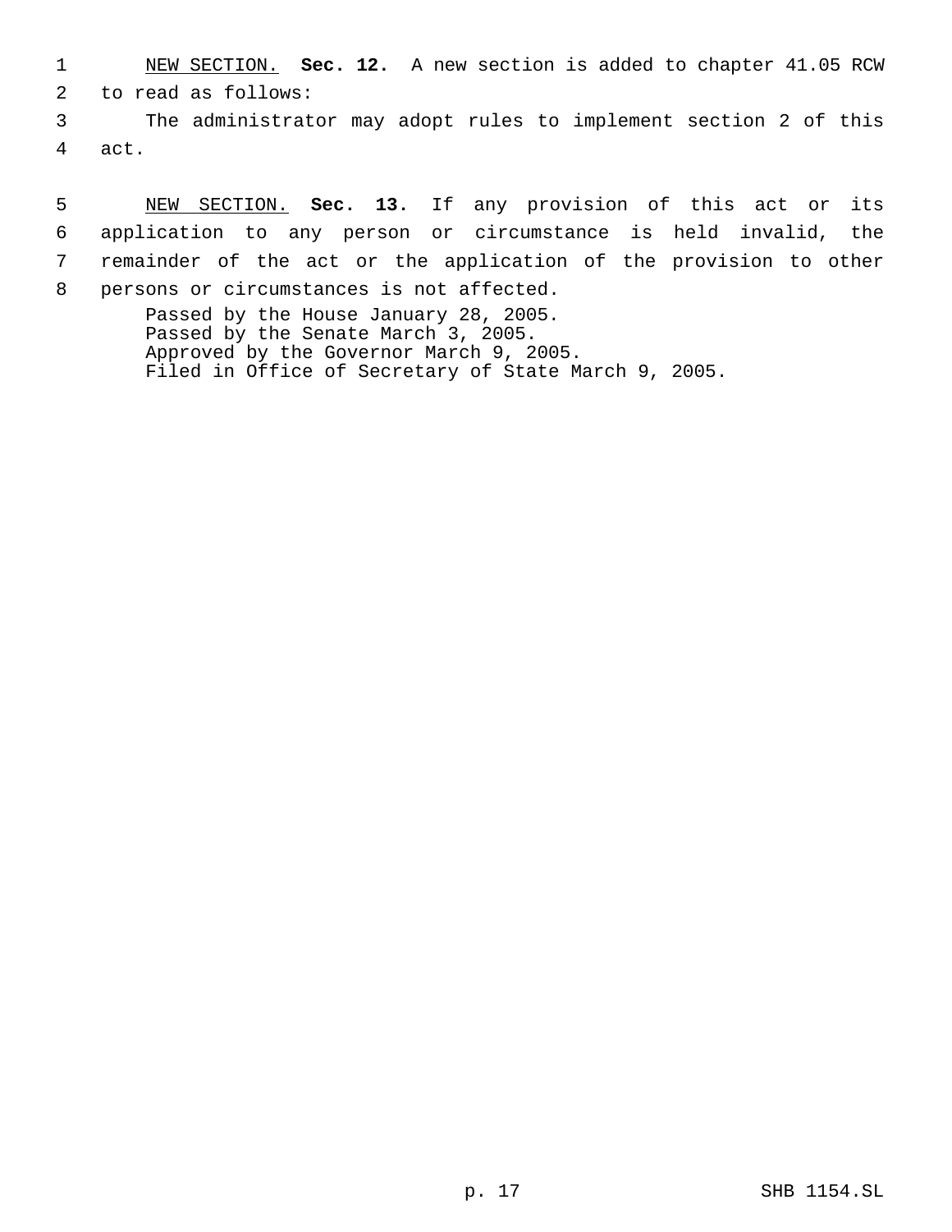NEW SECTION. **Sec. 12.** A new section is added to chapter 41.05 RCW to read as follows:

The administrator may adopt rules to implement section 2 of this act.

NEW SECTION. **Sec. 13.** If any provision of this act or its application to any person or circumstance is held invalid, the remainder of the act or the application of the provision to other persons or circumstances is not affected.

Passed by the House January 28, 2005.
Passed by the Senate March 3, 2005.
Approved by the Governor March 9, 2005.
Filed in Office of Secretary of State March 9, 2005.